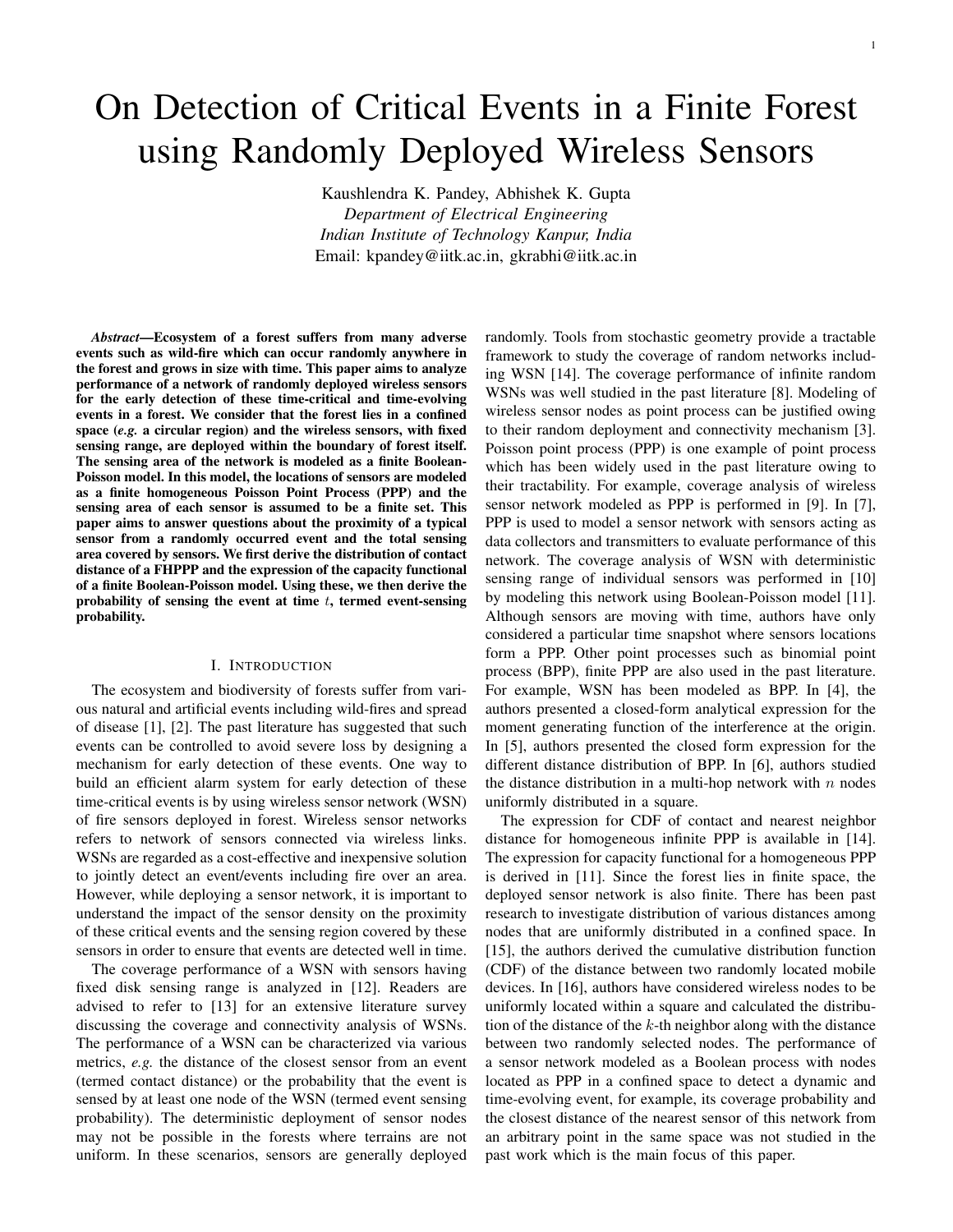# On Detection of Critical Events in a Finite Forest using Randomly Deployed Wireless Sensors

Kaushlendra K. Pandey, Abhishek K. Gupta
*Department of Electrical Engineering*
*Indian Institute of Technology Kanpur, India*
Email: kpandey@iitk.ac.in, gkrabhi@iitk.ac.in

***Abstract*—Ecosystem of a forest suffers from many adverse events such as wild-fire which can occur randomly anywhere in the forest and grows in size with time. This paper aims to analyze performance of a network of randomly deployed wireless sensors for the early detection of these time-critical and time-evolving events in a forest. We consider that the forest lies in a confined space (*e.g.* a circular region) and the wireless sensors, with fixed sensing range, are deployed within the boundary of forest itself. The sensing area of the network is modeled as a finite Boolean-Poisson model. In this model, the locations of sensors are modeled as a finite homogeneous Poisson Point Process (PPP) and the sensing area of each sensor is assumed to be a finite set. This paper aims to answer questions about the proximity of a typical sensor from a randomly occurred event and the total sensing area covered by sensors. We first derive the distribution of contact distance of a FHPPP and the expression of the capacity functional of a finite Boolean-Poisson model. Using these, we then derive the probability of sensing the event at time $t$, termed event-sensing probability.**

## I. Introduction

The ecosystem and biodiversity of forests suffer from various natural and artificial events including wild-fires and spread of disease [1], [2]. The past literature has suggested that such events can be controlled to avoid severe loss by designing a mechanism for early detection of these events. One way to build an efficient alarm system for early detection of these time-critical events is by using wireless sensor network (WSN) of fire sensors deployed in forest. Wireless sensor networks refers to network of sensors connected via wireless links. WSNs are regarded as a cost-effective and inexpensive solution to jointly detect an event/events including fire over an area. However, while deploying a sensor network, it is important to understand the impact of the sensor density on the proximity of these critical events and the sensing region covered by these sensors in order to ensure that events are detected well in time.

The coverage performance of a WSN with sensors having fixed disk sensing range is analyzed in [12]. Readers are advised to refer to [13] for an extensive literature survey discussing the coverage and connectivity analysis of WSNs. The performance of a WSN can be characterized via various metrics, *e.g.* the distance of the closest sensor from an event (termed contact distance) or the probability that the event is sensed by at least one node of the WSN (termed event sensing probability). The deterministic deployment of sensor nodes may not be possible in the forests where terrains are not uniform. In these scenarios, sensors are generally deployed randomly. Tools from stochastic geometry provide a tractable framework to study the coverage of random networks including WSN [14]. The coverage performance of infinite random WSNs was well studied in the past literature [8]. Modeling of wireless sensor nodes as point process can be justified owing to their random deployment and connectivity mechanism [3]. Poisson point process (PPP) is one example of point process which has been widely used in the past literature owing to their tractability. For example, coverage analysis of wireless sensor network modeled as PPP is performed in [9]. In [7], PPP is used to model a sensor network with sensors acting as data collectors and transmitters to evaluate performance of this network. The coverage analysis of WSN with deterministic sensing range of individual sensors was performed in [10] by modeling this network using Boolean-Poisson model [11]. Although sensors are moving with time, authors have only considered a particular time snapshot where sensors locations form a PPP. Other point processes such as binomial point process (BPP), finite PPP are also used in the past literature. For example, WSN has been modeled as BPP. In [4], the authors presented a closed-form analytical expression for the moment generating function of the interference at the origin. In [5], authors presented the closed form expression for the different distance distribution of BPP. In [6], authors studied the distance distribution in a multi-hop network with $n$ nodes uniformly distributed in a square.

The expression for CDF of contact and nearest neighbor distance for homogeneous infinite PPP is available in [14]. The expression for capacity functional for a homogeneous PPP is derived in [11]. Since the forest lies in finite space, the deployed sensor network is also finite. There has been past research to investigate distribution of various distances among nodes that are uniformly distributed in a confined space. In [15], the authors derived the cumulative distribution function (CDF) of the distance between two randomly located mobile devices. In [16], authors have considered wireless nodes to be uniformly located within a square and calculated the distribution of the distance of the $k$-th neighbor along with the distance between two randomly selected nodes. The performance of a sensor network modeled as a Boolean process with nodes located as PPP in a confined space to detect a dynamic and time-evolving event, for example, its coverage probability and the closest distance of the nearest sensor of this network from an arbitrary point in the same space was not studied in the past work which is the main focus of this paper.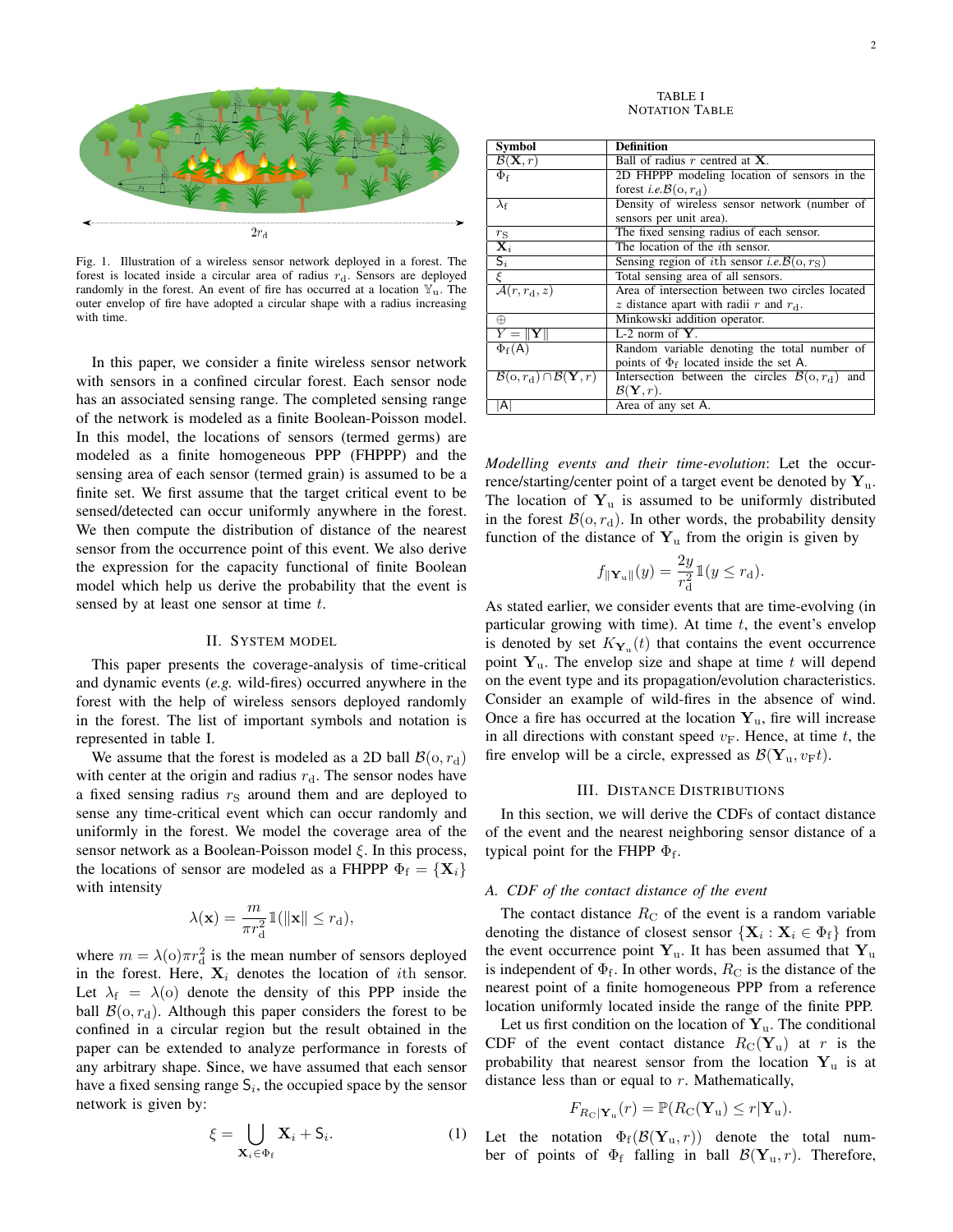Fig. 1. Illustration of a wireless sensor network deployed in a forest. The forest is located inside a circular area of radius $r_{\rm d}$. Sensors are deployed randomly in the forest. An event of fire has occurred at a location $\mathbb{Y}_{\rm u}$. The outer envelop of fire have adopted a circular shape with a radius increasing with time.

In this paper, we consider a finite wireless sensor network with sensors in a confined circular forest. Each sensor node has an associated sensing range. The completed sensing range of the network is modeled as a finite Boolean-Poisson model. In this model, the locations of sensors (termed germs) are modeled as a finite homogeneous PPP (FHPPP) and the sensing area of each sensor (termed grain) is assumed to be a finite set. We first assume that the target critical event to be sensed/detected can occur uniformly anywhere in the forest. We then compute the distribution of distance of the nearest sensor from the occurrence point of this event. We also derive the expression for the capacity functional of finite Boolean model which help us derive the probability that the event is sensed by at least one sensor at time $t$.

## II. System Model

This paper presents the coverage-analysis of time-critical and dynamic events (*e.g.* wild-fires) occurred anywhere in the forest with the help of wireless sensors deployed randomly in the forest. The list of important symbols and notation is represented in table I.

We assume that the forest is modeled as a 2D ball $\mathcal{B}(\mathrm{o}, r_{\rm d})$ with center at the origin and radius $r_{\rm d}$. The sensor nodes have a fixed sensing radius $r_{\rm S}$ around them and are deployed to sense any time-critical event which can occur randomly and uniformly in the forest. We model the coverage area of the sensor network as a Boolean-Poisson model $\xi$. In this process, the locations of sensor are modeled as a FHPPP $\Phi_{\rm f} = \{\mathbf{X}_i\}$ with intensity

$$\lambda(\mathbf{x}) = \frac{m}{\pi r_{\rm d}^2} \mathbb{1}(\|\mathbf{x}\| \leq r_{\rm d}),$$

where $m = \lambda(\mathrm{o})\pi r_{\rm d}^2$ is the mean number of sensors deployed in the forest. Here, $\mathbf{X}_i$ denotes the location of $i$th sensor. Let $\lambda_{\rm f} = \lambda(\mathrm{o})$ denote the density of this PPP inside the ball $\mathcal{B}(\mathrm{o}, r_{\rm d})$. Although this paper considers the forest to be confined in a circular region but the result obtained in the paper can be extended to analyze performance in forests of any arbitrary shape. Since, we have assumed that each sensor have a fixed sensing range $\mathsf{S}_i$, the occupied space by the sensor network is given by:

$$\xi = \bigcup_{\mathbf{X}_i \in \Phi_{\rm f}} \mathbf{X}_i + \mathsf{S}_i. \tag{1}$$

TABLE I
NOTATION TABLE

| Symbol | Definition |
|---|---|
| $\mathcal{B}(\mathbf{X}, r)$ | Ball of radius $r$ centred at $\mathbf{X}$. |
| $\Phi_{\rm f}$ | 2D FHPPP modeling location of sensors in the forest *i.e.* $\mathcal{B}(\mathrm{o}, r_{\rm d})$ |
| $\lambda_{\rm f}$ | Density of wireless sensor network (number of sensors per unit area). |
| $r_{\rm S}$ | The fixed sensing radius of each sensor. |
| $\mathbf{X}_i$ | The location of the $i$th sensor. |
| $\mathsf{S}_i$ | Sensing region of $i$th sensor *i.e.* $\mathcal{B}(\mathrm{o}, r_{\rm S})$ |
| $\xi$ | Total sensing area of all sensors. |
| $\mathcal{A}(r, r_{\rm d}, z)$ | Area of intersection between two circles located $z$ distance apart with radii $r$ and $r_{\rm d}$. |
| $\oplus$ | Minkowski addition operator. |
| $Y = \|\mathbf{Y}\|$ | L-2 norm of $\mathbf{Y}$. |
| $\Phi_{\rm f}(\mathsf{A})$ | Random variable denoting the total number of points of $\Phi_{\rm f}$ located inside the set $\mathsf{A}$. |
| $\mathcal{B}(\mathrm{o}, r_{\rm d}) \cap \mathcal{B}(\mathbf{Y}, r)$ | Intersection between the circles $\mathcal{B}(\mathrm{o}, r_{\rm d})$ and $\mathcal{B}(\mathbf{Y}, r)$. |
| $\vert\mathsf{A}\vert$ | Area of any set $\mathsf{A}$. |

*Modelling events and their time-evolution*: Let the occurrence/starting/center point of a target event be denoted by $\mathbf{Y}_{\rm u}$. The location of $\mathbf{Y}_{\rm u}$ is assumed to be uniformly distributed in the forest $\mathcal{B}(\mathrm{o}, r_{\rm d})$. In other words, the probability density function of the distance of $\mathbf{Y}_{\rm u}$ from the origin is given by

$$f_{\|\mathbf{Y}_{\rm u}\|}(y) = \frac{2y}{r_{\rm d}^2} \mathbb{1}(y \leq r_{\rm d}).$$

As stated earlier, we consider events that are time-evolving (in particular growing with time). At time $t$, the event's envelop is denoted by set $K_{\mathbf{Y}_{\rm u}}(t)$ that contains the event occurrence point $\mathbf{Y}_{\rm u}$. The envelop size and shape at time $t$ will depend on the event type and its propagation/evolution characteristics. Consider an example of wild-fires in the absence of wind. Once a fire has occurred at the location $\mathbf{Y}_{\rm u}$, fire will increase in all directions with constant speed $v_{\rm F}$. Hence, at time $t$, the fire envelop will be a circle, expressed as $\mathcal{B}(\mathbf{Y}_{\rm u}, v_{\rm F} t)$.

## III. Distance Distributions

In this section, we will derive the CDFs of contact distance of the event and the nearest neighboring sensor distance of a typical point for the FHPP $\Phi_{\rm f}$.

### A. CDF of the contact distance of the event

The contact distance $R_{\rm C}$ of the event is a random variable denoting the distance of closest sensor $\{\mathbf{X}_i : \mathbf{X}_i \in \Phi_{\rm f}\}$ from the event occurrence point $\mathbf{Y}_{\rm u}$. It has been assumed that $\mathbf{Y}_{\rm u}$ is independent of $\Phi_{\rm f}$. In other words, $R_{\rm C}$ is the distance of the nearest point of a finite homogeneous PPP from a reference location uniformly located inside the range of the finite PPP.

Let us first condition on the location of $\mathbf{Y}_{\rm u}$. The conditional CDF of the event contact distance $R_{\rm C}(\mathbf{Y}_{\rm u})$ at $r$ is the probability that nearest sensor from the location $\mathbf{Y}_{\rm u}$ is at distance less than or equal to $r$. Mathematically,

$$F_{R_{\rm C}|\mathbf{Y}_{\rm u}}(r) = \mathbb{P}(R_{\rm C}(\mathbf{Y}_{\rm u}) \leq r | \mathbf{Y}_{\rm u}).$$

Let the notation $\Phi_{\rm f}(\mathcal{B}(\mathbf{Y}_{\rm u}, r))$ denote the total number of points of $\Phi_{\rm f}$ falling in ball $\mathcal{B}(\mathbf{Y}_{\rm u}, r)$. Therefore,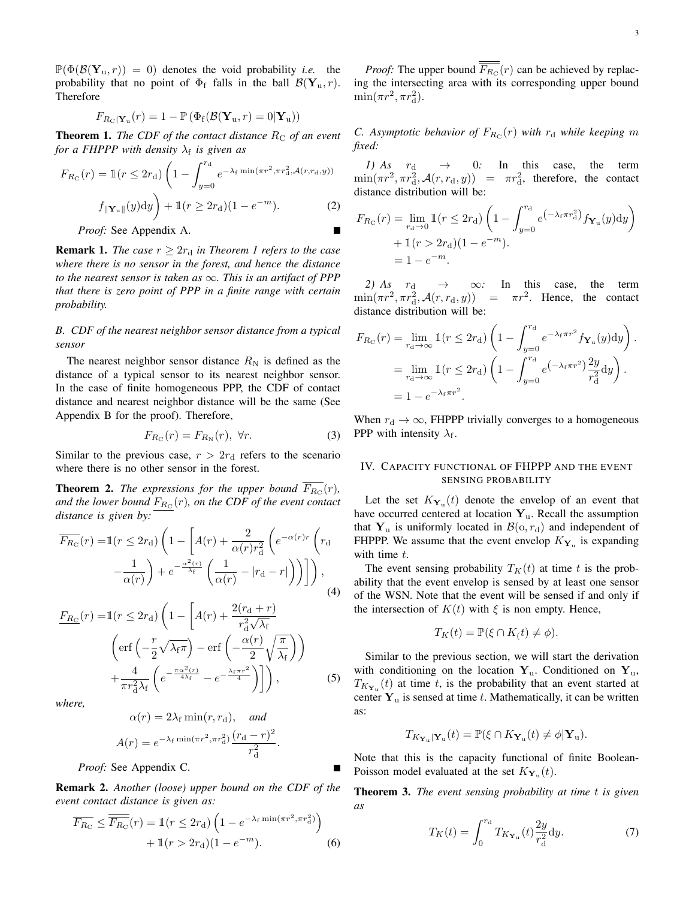$\mathbb{P}(\Phi(\mathcal{B}(\mathbf{Y}_\mathrm{u},r)) = 0)$ denotes the void probability *i.e.* the probability that no point of $\Phi_\mathrm{f}$ falls in the ball $\mathcal{B}(\mathbf{Y}_\mathrm{u},r)$. Therefore

$$F_{R_\mathrm{C}|\mathbf{Y}_\mathrm{u}}(r) = 1 - \mathbb{P}\left(\Phi_\mathrm{f}(\mathcal{B}(\mathbf{Y}_\mathrm{u},r) = 0|\mathbf{Y}_\mathrm{u})\right)$$

**Theorem 1.** *The CDF of the contact distance $R_\mathrm{C}$ of an event for a FHPPP with density $\lambda_\mathrm{f}$ is given as*

$$F_{R_\mathrm{C}}(r) = \mathbb{1}(r \leq 2r_\mathrm{d})\left(1 - \int_{y=0}^{r_\mathrm{d}} e^{-\lambda_\mathrm{f}\min(\pi r^2, \pi r_\mathrm{d}^2, \mathcal{A}(r,r_\mathrm{d},y))} f_{\|\mathbf{Y}_\mathrm{u}\|}(y)\mathrm{d}y\right) + \mathbb{1}(r \geq 2r_\mathrm{d})(1 - e^{-m}). \quad (2)$$

*Proof:* See Appendix A. ∎

**Remark 1.** *The case $r \geq 2r_\mathrm{d}$ in Theorem 1 refers to the case where there is no sensor in the forest, and hence the distance to the nearest sensor is taken as $\infty$. This is an artifact of PPP that there is zero point of PPP in a finite range with certain probability.*

### B. CDF of the nearest neighbor sensor distance from a typical sensor

The nearest neighbor sensor distance $R_\mathrm{N}$ is defined as the distance of a typical sensor to its nearest neighbor sensor. In the case of finite homogeneous PPP, the CDF of contact distance and nearest neighbor distance will be the same (See Appendix B for the proof). Therefore,

$$F_{R_\mathrm{C}}(r) = F_{R_\mathrm{N}}(r),\ \forall r. \quad (3)$$

Similar to the previous case, $r > 2r_\mathrm{d}$ refers to the scenario where there is no other sensor in the forest.

**Theorem 2.** *The expressions for the upper bound $\overline{F_{R_\mathrm{C}}}(r)$, and the lower bound $\underline{F_{R_\mathrm{C}}}(r)$, on the CDF of the event contact distance is given by:*

$$\overline{F_{R_\mathrm{C}}}(r) = \mathbb{1}(r \leq 2r_\mathrm{d})\left(1 - \left[A(r) + \frac{2}{\alpha(r) r_\mathrm{d}^2}\left(e^{-\alpha(r) r}\left(r_\mathrm{d} - \frac{1}{\alpha(r)}\right) + e^{-\frac{\alpha^2(r)}{\lambda_\mathrm{f}}}\left(\frac{1}{\alpha(r)} - |r_\mathrm{d} - r|\right)\right)\right]\right), \quad (4)$$

$$\underline{F_{R_\mathrm{C}}}(r) = \mathbb{1}(r \leq 2r_\mathrm{d})\left(1 - \left[A(r) + \frac{2(r_\mathrm{d}+r)}{r_\mathrm{d}^2\sqrt{\lambda_\mathrm{f}}}\left(\mathrm{erf}\left(-\frac{r}{2}\sqrt{\lambda_\mathrm{f}\pi}\right) - \mathrm{erf}\left(-\frac{\alpha(r)}{2}\sqrt{\frac{\pi}{\lambda_\mathrm{f}}}\right)\right) + \frac{4}{\pi r_\mathrm{d}^2\lambda_\mathrm{f}}\left(e^{-\frac{\pi\alpha^2(r)}{4\lambda_\mathrm{f}}} - e^{-\frac{\lambda_\mathrm{f}\pi r^2}{4}}\right)\right]\right), \quad (5)$$

*where,*

$$\alpha(r) = 2\lambda_\mathrm{f}\min(r, r_\mathrm{d}), \quad \textit{and}$$

$$A(r) = e^{-\lambda_\mathrm{f}\min(\pi r^2, \pi r_\mathrm{d}^2)}\frac{(r_\mathrm{d}-r)^2}{r_\mathrm{d}^2}.$$

*Proof:* See Appendix C. ∎

**Remark 2.** *Another (loose) upper bound on the CDF of the event contact distance is given as:*

$$\overline{F_{R_\mathrm{C}}} \leq \overline{\overline{F_{R_\mathrm{C}}}}(r) = \mathbb{1}(r \leq 2r_\mathrm{d})\left(1 - e^{-\lambda_\mathrm{f}\min(\pi r^2, \pi r_\mathrm{d}^2)}\right) + \mathbb{1}(r > 2r_\mathrm{d})(1 - e^{-m}). \quad (6)$$

*Proof:* The upper bound $\overline{\overline{F_{R_\mathrm{C}}}}(r)$ can be achieved by replacing the intersecting area with its corresponding upper bound $\min(\pi r^2, \pi r_\mathrm{d}^2)$.

### C. Asymptotic behavior of $F_{R_\mathrm{C}}(r)$ with $r_\mathrm{d}$ while keeping $m$ fixed:

*1) As $r_\mathrm{d} \to 0$:* In this case, the term $\min(\pi r^2, \pi r_\mathrm{d}^2, \mathcal{A}(r,r_\mathrm{d},y)) = \pi r_\mathrm{d}^2$, therefore, the contact distance distribution will be:

$$\begin{aligned} F_{R_\mathrm{C}}(r) &= \lim_{r_\mathrm{d}\to 0}\mathbb{1}(r \leq 2r_\mathrm{d})\left(1 - \int_{y=0}^{r_\mathrm{d}} e^{\left(-\lambda_\mathrm{f}\pi r_\mathrm{d}^2\right)} f_{\mathbf{Y}_\mathrm{u}}(y)\mathrm{d}y\right) \\ &\quad + \mathbb{1}(r > 2r_\mathrm{d})(1 - e^{-m}). \\ &= 1 - e^{-m}. \end{aligned}$$

*2) As $r_\mathrm{d} \to \infty$:* In this case, the term $\min(\pi r^2, \pi r_\mathrm{d}^2, \mathcal{A}(r,r_\mathrm{d},y)) = \pi r^2$. Hence, the contact distance distribution will be:

$$\begin{aligned} F_{R_\mathrm{C}}(r) &= \lim_{r_\mathrm{d}\to\infty}\mathbb{1}(r \leq 2r_\mathrm{d})\left(1 - \int_{y=0}^{r_\mathrm{d}} e^{-\lambda_\mathrm{f}\pi r^2} f_{\mathbf{Y}_\mathrm{u}}(y)\mathrm{d}y\right). \\ &= \lim_{r_\mathrm{d}\to\infty}\mathbb{1}(r \leq 2r_\mathrm{d})\left(1 - \int_{y=0}^{r_\mathrm{d}} e^{\left(-\lambda_\mathrm{f}\pi r^2\right)}\frac{2y}{r_\mathrm{d}^2}\mathrm{d}y\right). \\ &= 1 - e^{-\lambda_\mathrm{f}\pi r^2}. \end{aligned}$$

When $r_\mathrm{d} \to \infty$, FHPPP trivially converges to a homogeneous PPP with intensity $\lambda_\mathrm{f}$.

## IV. Capacity functional of FHPPP and the event sensing probability

Let the set $K_{\mathbf{Y}_\mathrm{u}}(t)$ denote the envelop of an event that have occurred centered at location $\mathbf{Y}_\mathrm{u}$. Recall the assumption that $\mathbf{Y}_\mathrm{u}$ is uniformly located in $\mathcal{B}(\mathrm{o}, r_\mathrm{d})$ and independent of FHPPP. We assume that the event envelop $K_{\mathbf{Y}_\mathrm{u}}$ is expanding with time $t$.

The event sensing probability $T_K(t)$ at time $t$ is the probability that the event envelop is sensed by at least one sensor of the WSN. Note that the event will be sensed if and only if the intersection of $K(t)$ with $\xi$ is non empty. Hence,

$$T_K(t) = \mathbb{P}(\xi \cap K_(t) \neq \phi).$$

Similar to the previous section, we will start the derivation with conditioning on the location $\mathbf{Y}_\mathrm{u}$. Conditioned on $\mathbf{Y}_\mathrm{u}$, $T_{K_{\mathbf{Y}_\mathrm{u}}}(t)$ at time $t$, is the probability that an event started at center $\mathbf{Y}_\mathrm{u}$ is sensed at time $t$. Mathematically, it can be written as:

$$T_{K_{\mathbf{Y}_\mathrm{u}}|\mathbf{Y}_\mathrm{u}}(t) = \mathbb{P}(\xi \cap K_{\mathbf{Y}_\mathrm{u}}(t) \neq \phi|\mathbf{Y}_\mathrm{u}).$$

Note that this is the capacity functional of finite Boolean-Poisson model evaluated at the set $K_{\mathbf{Y}_\mathrm{u}}(t)$.

**Theorem 3.** *The event sensing probability at time $t$ is given as*

$$T_K(t) = \int_0^{r_\mathrm{d}} T_{K_{\mathbf{Y}_\mathrm{u}}}(t)\frac{2y}{r_\mathrm{d}^2}\mathrm{d}y. \quad (7)$$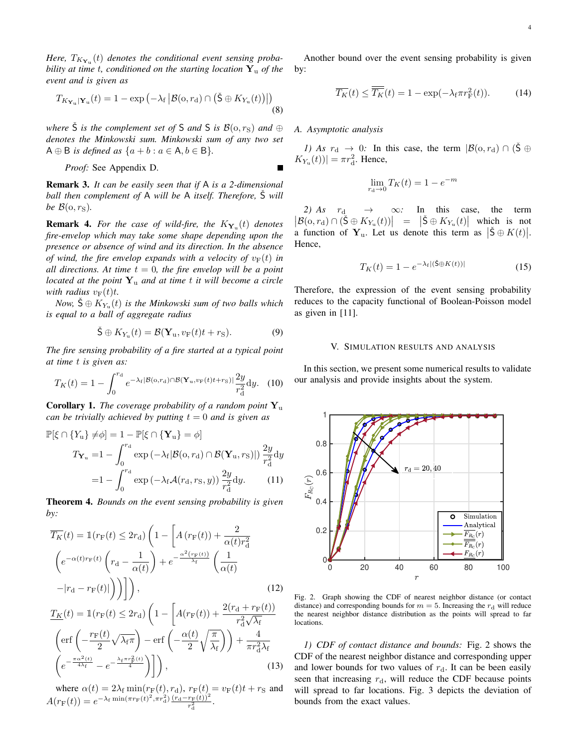*Here, $T_{K_{\mathbf{Y}_\mathrm{u}}}(t)$ denotes the conditional event sensing probability at time $t$, conditioned on the starting location $\mathbf{Y}_\mathrm{u}$ of the event and is given as*

$$T_{K_{\mathbf{Y}_\mathrm{u}}|\mathbf{Y}_\mathrm{u}}(t) = 1 - \exp\left(-\lambda_\mathrm{f} \left|\mathcal{B}(\mathrm{o}, r_\mathrm{d}) \cap \left(\check{\mathsf{S}} \oplus K_{Y_\mathrm{u}}(t)\right)\right|\right) \tag{8}$$

*where $\check{\mathsf{S}}$ is the complement set of $\mathsf{S}$ and $\mathsf{S}$ is $\mathcal{B}(\mathrm{o}, r_\mathrm{S})$ and $\oplus$ denotes the Minkowski sum. Minkowski sum of any two set $\mathsf{A} \oplus \mathsf{B}$ is defined as $\{a + b : a \in \mathsf{A}, b \in \mathsf{B}\}$.*

*Proof:* See Appendix D. ■

**Remark 3.** *It can be easily seen that if $\mathsf{A}$ is a 2-dimensional ball then complement of $\mathsf{A}$ will be $\mathsf{A}$ itself. Therefore, $\check{\mathsf{S}}$ will be $\mathcal{B}(\mathrm{o}, r_\mathrm{S})$.*

**Remark 4.** *For the case of wild-fire, the $K_{\mathbf{Y}_\mathrm{u}}(t)$ denotes fire-envelop which may take some shape depending upon the presence or absence of wind and its direction. In the absence of wind, the fire envelop expands with a velocity of $v_\mathrm{F}(t)$ in all directions. At time $t = 0$, the fire envelop will be a point located at the point $\mathbf{Y}_\mathrm{u}$ and at time $t$ it will become a circle with radius $v_\mathrm{F}(t)t$.*

*Now, $\check{\mathsf{S}} \oplus K_{Y_\mathrm{u}}(t)$ is the Minkowski sum of two balls which is equal to a ball of aggregate radius*

$$\check{\mathsf{S}} \oplus K_{Y_\mathrm{u}}(t) = \mathcal{B}(\mathbf{Y}_\mathrm{u}, v_\mathrm{F}(t)t + r_\mathrm{S}). \tag{9}$$

*The fire sensing probability of a fire started at a typical point at time $t$ is given as:*

$$T_K(t) = 1 - \int_0^{r_\mathrm{d}} e^{-\lambda_\mathrm{f}|\mathcal{B}(\mathrm{o},r_\mathrm{d}) \cap \mathcal{B}(\mathbf{Y}_\mathrm{u}, v_\mathrm{F}(t)t + r_\mathrm{S})|} \frac{2y}{r_\mathrm{d}^2} \mathrm{d}y. \tag{10}$$

**Corollary 1.** *The coverage probability of a random point $\mathbf{Y}_\mathrm{u}$ can be trivially achieved by putting $t = 0$ and is given as*

$$\begin{aligned}
\mathbb{P}[\xi \cap \{Y_\mathrm{u}\} \neq \phi] &= 1 - \mathbb{P}[\xi \cap \{\mathbf{Y}_\mathrm{u}\} = \phi] \\
T_{\mathbf{Y}_\mathrm{u}} &= 1 - \int_0^{r_\mathrm{d}} \exp\left(-\lambda_\mathrm{f}|\mathcal{B}(\mathrm{o}, r_\mathrm{d}) \cap \mathcal{B}(\mathbf{Y}_\mathrm{u}, r_\mathrm{S})|\right) \frac{2y}{r_\mathrm{d}^2} \mathrm{d}y \\
&= 1 - \int_0^{r_\mathrm{d}} \exp\left(-\lambda_\mathrm{f} \mathcal{A}(r_\mathrm{d}, r_\mathrm{S}, y)\right) \frac{2y}{r_\mathrm{d}^2} \mathrm{d}y. \qquad (11)
\end{aligned}$$

**Theorem 4.** *Bounds on the event sensing probability is given by:*

$$\begin{aligned}
\overline{T_K}(t) = \mathbb{1}(r_\mathrm{F}(t) \le 2r_\mathrm{d}) &\left(1 - \left[A\left(r_\mathrm{F}(t)\right) + \frac{2}{\alpha(t) r_\mathrm{d}^2}\right.\right. \\
&\left(e^{-\alpha(t) r_\mathrm{F}(t)}\left(r_\mathrm{d} - \frac{1}{\alpha(t)}\right) + e^{-\frac{\alpha^2(r_\mathrm{F}(t))}{\lambda_\mathrm{f}}}\left(\frac{1}{\alpha(t)}\right.\right. \\
&\left.\left.\left.\left. - |r_\mathrm{d} - r_\mathrm{F}(t)|\right)\right)\right]\right), \qquad (12)
\end{aligned}$$

$$\begin{aligned}
\underline{T_K}(t) = \mathbb{1}(r_\mathrm{F}(t) \le 2r_\mathrm{d}) &\left(1 - \left[A(r_\mathrm{F}(t)) + \frac{2(r_\mathrm{d} + r_\mathrm{F}(t))}{r_\mathrm{d}^2 \sqrt{\lambda_\mathrm{f}}}\right.\right. \\
&\left(\mathrm{erf}\left(-\frac{r_\mathrm{F}(t)}{2}\sqrt{\lambda_\mathrm{f}\pi}\right) - \mathrm{erf}\left(-\frac{\alpha(t)}{2}\sqrt{\frac{\pi}{\lambda_\mathrm{f}}}\right)\right) + \frac{4}{\pi r_\mathrm{d}^2 \lambda_\mathrm{f}} \\
&\left.\left.\left(e^{-\frac{\pi \alpha^2(t)}{4\lambda_\mathrm{f}}} - e^{-\frac{\lambda_\mathrm{f}\pi r_\mathrm{F}^2(t)}{4}}\right)\right]\right), \qquad (13)
\end{aligned}$$

where $\alpha(t) = 2\lambda_\mathrm{f} \min(r_\mathrm{F}(t), r_\mathrm{d})$, $r_\mathrm{F}(t) = v_\mathrm{F}(t)t + r_\mathrm{S}$ and $A(r_\mathrm{F}(t)) = e^{-\lambda_\mathrm{f} \min(\pi r_\mathrm{F}(t)^2, \pi r_\mathrm{d}^2)} \frac{(r_\mathrm{d} - r_\mathrm{F}(t))^2}{r_\mathrm{d}^2}$.

Another bound over the event sensing probability is given by:

$$\overline{T_K}(t) \le \overline{\overline{T_K}}(t) = 1 - \exp(-\lambda_\mathrm{f} \pi r_\mathrm{F}^2(t)). \tag{14}$$

### A. Asymptotic analysis

*1) As $r_\mathrm{d} \to 0$:* In this case, the term $|\mathcal{B}(\mathrm{o}, r_\mathrm{d}) \cap (\check{\mathsf{S}} \oplus K_{Y_\mathrm{u}}(t))| = \pi r_\mathrm{d}^2$. Hence,

$$\lim_{r_\mathrm{d} \to 0} T_K(t) = 1 - e^{-m}$$

*2) As $r_\mathrm{d} \to \infty$:* In this case, the term $\left|\mathcal{B}(\mathrm{o}, r_\mathrm{d}) \cap (\check{\mathsf{S}} \oplus K_{Y_\mathrm{u}}(t))\right| = \left|\check{\mathsf{S}} \oplus K_{Y_\mathrm{u}}(t)\right|$ which is not a function of $\mathbf{Y}_\mathrm{u}$. Let us denote this term as $\left|\check{\mathsf{S}} \oplus K(t)\right|$. Hence,

$$T_K(t) = 1 - e^{-\lambda_\mathrm{f}|(\check{\mathsf{S}} \oplus K(t))|} \tag{15}$$

Therefore, the expression of the event sensing probability reduces to the capacity functional of Boolean-Poisson model as given in [11].

## V. Simulation results and analysis

In this section, we present some numerical results to validate our analysis and provide insights about the system.

Fig. 2. Graph showing the CDF of nearest neighbor distance (or contact distance) and corresponding bounds for $m = 5$. Increasing the $r_\mathrm{d}$ will reduce the nearest neighbor distance distribution as the points will spread to far locations.

*1) CDF of contact distance and bounds:* Fig. 2 shows the CDF of the nearest neighbor distance and corresponding upper and lower bounds for two values of $r_\mathrm{d}$. It can be been easily seen that increasing $r_\mathrm{d}$, will reduce the CDF because points will spread to far locations. Fig. 3 depicts the deviation of bounds from the exact values.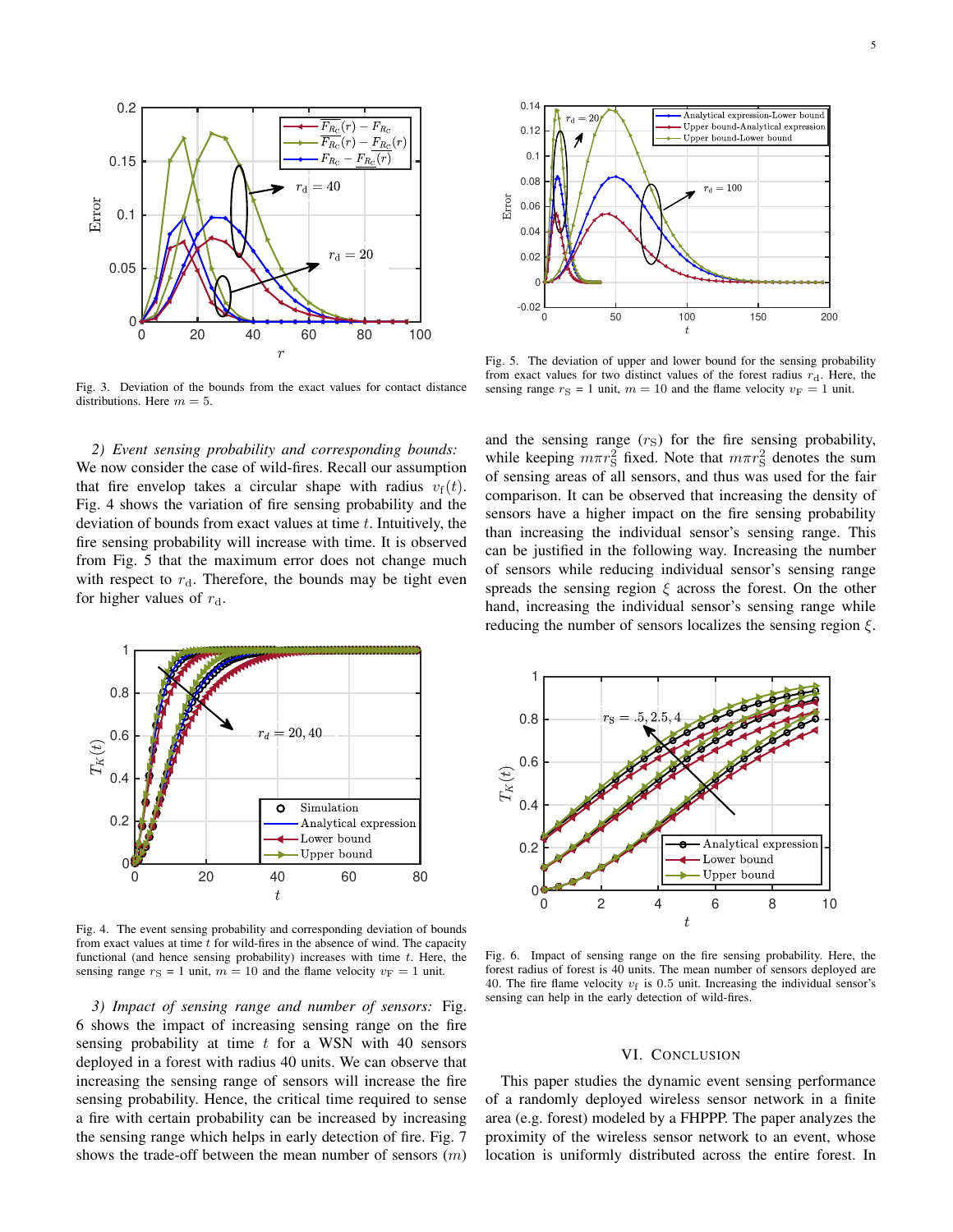Fig. 3. Deviation of the bounds from the exact values for contact distance distributions. Here $m = 5$.

Fig. 5. The deviation of upper and lower bound for the sensing probability from exact values for two distinct values of the forest radius $r_{\rm d}$. Here, the sensing range $r_{\rm S}$ = 1 unit, $m = 10$ and the flame velocity $v_{\rm F}$ = 1 unit.

*2) Event sensing probability and corresponding bounds:* We now consider the case of wild-fires. Recall our assumption that fire envelop takes a circular shape with radius $v_{\rm f}(t)$. Fig. 4 shows the variation of fire sensing probability and the deviation of bounds from exact values at time $t$. Intuitively, the fire sensing probability will increase with time. It is observed from Fig. 5 that the maximum error does not change much with respect to $r_{\rm d}$. Therefore, the bounds may be tight even for higher values of $r_{\rm d}$.

Fig. 4. The event sensing probability and corresponding deviation of bounds from exact values at time $t$ for wild-fires in the absence of wind. The capacity functional (and hence sensing probability) increases with time $t$. Here, the sensing range $r_{\rm S}$ = 1 unit, $m = 10$ and the flame velocity $v_{\rm F}$ = 1 unit.

*3) Impact of sensing range and number of sensors:* Fig. 6 shows the impact of increasing sensing range on the fire sensing probability at time $t$ for a WSN with 40 sensors deployed in a forest with radius 40 units. We can observe that increasing the sensing range of sensors will increase the fire sensing probability. Hence, the critical time required to sense a fire with certain probability can be increased by increasing the sensing range which helps in early detection of fire. Fig. 7 shows the trade-off between the mean number of sensors ($m$) and the sensing range ($r_{\rm S}$) for the fire sensing probability, while keeping $m\pi r_{\rm S}^2$ fixed. Note that $m\pi r_{\rm S}^2$ denotes the sum of sensing areas of all sensors, and thus was used for the fair comparison. It can be observed that increasing the density of sensors have a higher impact on the fire sensing probability than increasing the individual sensor's sensing range. This can be justified in the following way. Increasing the number of sensors while reducing individual sensor's sensing range spreads the sensing region $\xi$ across the forest. On the other hand, increasing the individual sensor's sensing range while reducing the number of sensors localizes the sensing region $\xi$.

Fig. 6. Impact of sensing range on the fire sensing probability. Here, the forest radius of forest is 40 units. The mean number of sensors deployed are 40. The fire flame velocity $v_{\rm f}$ is 0.5 unit. Increasing the individual sensor's sensing can help in the early detection of wild-fires.

## VI. Conclusion

This paper studies the dynamic event sensing performance of a randomly deployed wireless sensor network in a finite area (e.g. forest) modeled by a FHPPP. The paper analyzes the proximity of the wireless sensor network to an event, whose location is uniformly distributed across the entire forest. In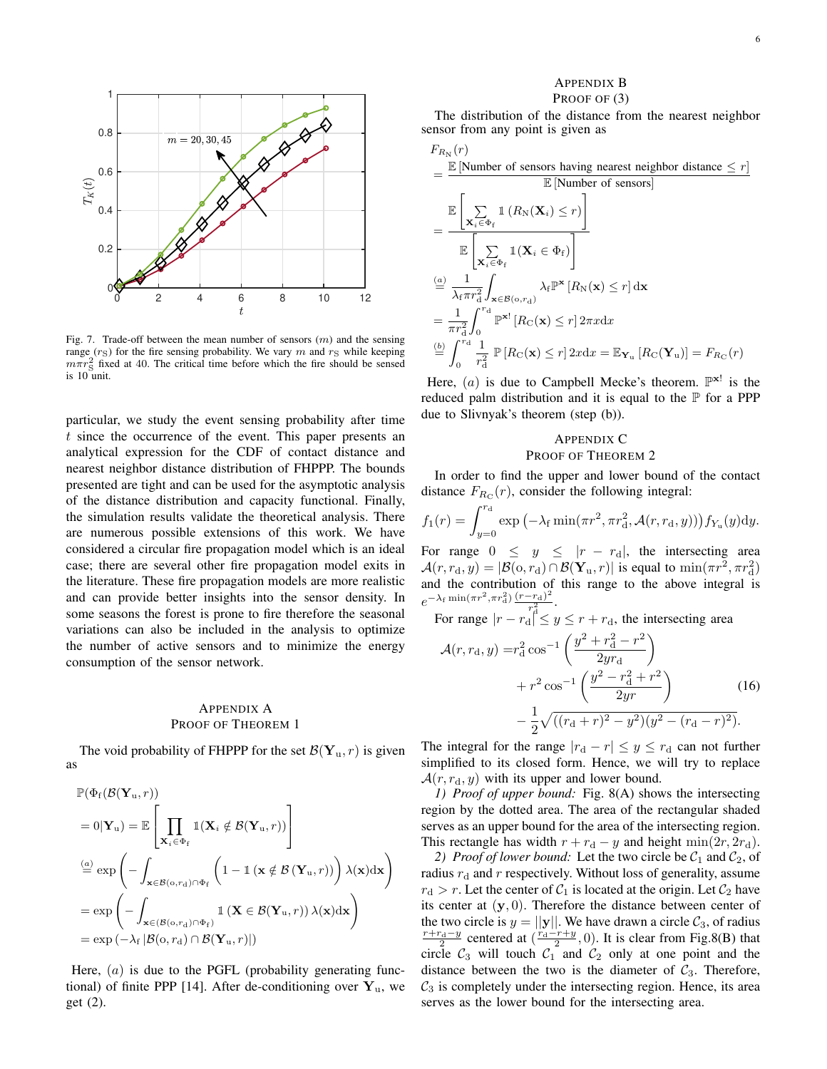Fig. 7. Trade-off between the mean number of sensors ($m$) and the sensing range ($r_{\rm S}$) for the fire sensing probability. We vary $m$ and $r_{\rm S}$ while keeping $m\pi r_{\rm S}^2$ fixed at 40. The critical time before which the fire should be sensed is 10 unit.

particular, we study the event sensing probability after time $t$ since the occurrence of the event. This paper presents an analytical expression for the CDF of contact distance and nearest neighbor distance distribution of FHPPP. The bounds presented are tight and can be used for the asymptotic analysis of the distance distribution and capacity functional. Finally, the simulation results validate the theoretical analysis. There are numerous possible extensions of this work. We have considered a circular fire propagation model which is an ideal case; there are several other fire propagation model exits in the literature. These fire propagation models are more realistic and can provide better insights into the sensor density. In some seasons the forest is prone to fire therefore the seasonal variations can also be included in the analysis to optimize the number of active sensors and to minimize the energy consumption of the sensor network.

## Appendix A
## Proof of Theorem 1

The void probability of FHPPP for the set $\mathcal{B}(\mathbf{Y}_{\rm u}, r)$ is given as

$$
\begin{aligned}
&\mathbb{P}(\Phi_{\rm f}(\mathcal{B}(\mathbf{Y}_{\rm u}, r)) \\
&= 0|\mathbf{Y}_{\rm u}) = \mathbb{E}\left[\prod_{\mathbf{X}_i\in\Phi_{\rm f}} \mathbb{1}(\mathbf{X}_i \notin \mathcal{B}(\mathbf{Y}_{\rm u}, r))\right] \\
&\overset{(a)}{=} \exp\left(-\int_{\mathbf{x}\in\mathcal{B}(o,r_{\rm d})\cap\Phi_{\rm f}} \left(1-\mathbb{1}\left(\mathbf{x}\notin\mathcal{B}\left(\mathbf{Y}_{\rm u}, r\right)\right)\right)\lambda(\mathbf{x})\mathrm{d}\mathbf{x}\right) \\
&= \exp\left(-\int_{\mathbf{x}\in(\mathcal{B}(o,r_{\rm d})\cap\Phi_{\rm f})} \mathbb{1}\left(\mathbf{X}\in\mathcal{B}(\mathbf{Y}_{\rm u}, r)\right)\lambda(\mathbf{x})\mathrm{d}\mathbf{x}\right) \\
&= \exp\left(-\lambda_{\rm f}\left|\mathcal{B}(o, r_{\rm d})\cap\mathcal{B}(\mathbf{Y}_{\rm u}, r)\right|\right)
\end{aligned}
$$

Here, $(a)$ is due to the PGFL (probability generating functional) of finite PPP [14]. After de-conditioning over $\mathbf{Y}_{\rm u}$, we get (2).

## Appendix B
## Proof of (3)

The distribution of the distance from the nearest neighbor sensor from any point is given as

$$
\begin{aligned}
&F_{R_{\rm N}}(r) \\
&= \frac{\mathbb{E}\left[\text{Number of sensors having nearest neighbor distance} \leq r\right]}{\mathbb{E}\left[\text{Number of sensors}\right]} \\
&= \frac{\mathbb{E}\left[\sum_{\mathbf{X}_i\in\Phi_{\rm f}} \mathbb{1}\left(R_{\rm N}(\mathbf{X}_i)\leq r\right)\right]}{\mathbb{E}\left[\sum_{\mathbf{X}_i\in\Phi_{\rm f}} \mathbb{1}(\mathbf{X}_i\in\Phi_{\rm f})\right]} \\
&\overset{(a)}{=} \frac{1}{\lambda_{\rm f}\pi r_{\rm d}^2}\int_{\mathbf{x}\in\mathcal{B}(o,r_{\rm d})} \lambda_{\rm f}\mathbb{P}^{\mathbf{x}}\left[R_{\rm N}(\mathbf{x})\leq r\right]\mathrm{d}\mathbf{x} \\
&= \frac{1}{\pi r_{\rm d}^2}\int_0^{r_{\rm d}} \mathbb{P}^{\mathbf{x}!}\left[R_{\rm C}(\mathbf{x})\leq r\right]2\pi x\mathrm{d}x \\
&\overset{(b)}{=} \int_0^{r_{\rm d}} \frac{1}{r_{\rm d}^2}\,\mathbb{P}\left[R_{\rm C}(\mathbf{x})\leq r\right]2x\mathrm{d}x = \mathbb{E}_{\mathbf{Y}_{\rm u}}\left[R_{\rm C}(\mathbf{Y}_{\rm u})\right] = F_{R_{\rm C}}(r)
\end{aligned}
$$

Here, $(a)$ is due to Campbell Mecke's theorem. $\mathbb{P}^{\mathbf{x}!}$ is the reduced palm distribution and it is equal to the $\mathbb{P}$ for a PPP due to Slivnyak's theorem (step (b)).

## Appendix C
## Proof of Theorem 2

In order to find the upper and lower bound of the contact distance $F_{R_{\rm C}}(r)$, consider the following integral:

$$
f_1(r) = \int_{y=0}^{r_{\rm d}} \exp\left(-\lambda_{\rm f}\min(\pi r^2, \pi r_{\rm d}^2, \mathcal{A}(r, r_{\rm d}, y))\right) f_{Y_{\rm u}}(y)\mathrm{d}y.
$$

For range $0 \leq y \leq |r - r_{\rm d}|$, the intersecting area $\mathcal{A}(r, r_{\rm d}, y) = |\mathcal{B}(o, r_{\rm d})\cap\mathcal{B}(\mathbf{Y}_{\rm u}, r)|$ is equal to $\min(\pi r^2, \pi r_{\rm d}^2)$ and the contribution of this range to the above integral is $e^{-\lambda_{\rm f}\min(\pi r^2,\pi r_{\rm d}^2)}\frac{(r-r_{\rm d})^2}{r_{\rm d}^2}$.

For range $|r - r_{\rm d}| \leq y \leq r + r_{\rm d}$, the intersecting area

$$
\begin{aligned}
\mathcal{A}(r, r_{\rm d}, y) =& r_{\rm d}^2\cos^{-1}\left(\frac{y^2+r_{\rm d}^2-r^2}{2yr_{\rm d}}\right) \\
&+ r^2\cos^{-1}\left(\frac{y^2-r_{\rm d}^2+r^2}{2yr}\right) \\
&- \frac{1}{2}\sqrt{((r_{\rm d}+r)^2-y^2)(y^2-(r_{\rm d}-r)^2)}.
\end{aligned} \tag{16}
$$

The integral for the range $|r_{\rm d} - r| \leq y \leq r_{\rm d}$ can not further simplified to its closed form. Hence, we will try to replace $\mathcal{A}(r, r_{\rm d}, y)$ with its upper and lower bound.

*1) Proof of upper bound:* Fig. 8(A) shows the intersecting region by the dotted area. The area of the rectangular shaded serves as an upper bound for the area of the intersecting region. This rectangle has width $r + r_{\rm d} - y$ and height $\min(2r, 2r_{\rm d})$.

*2) Proof of lower bound:* Let the two circle be $\mathcal{C}_1$ and $\mathcal{C}_2$, of radius $r_{\rm d}$ and $r$ respectively. Without loss of generality, assume $r_{\rm d} > r$. Let the center of $\mathcal{C}_1$ is located at the origin. Let $\mathcal{C}_2$ have its center at $(\mathbf{y}, 0)$. Therefore the distance between center of the two circle is $y = ||\mathbf{y}||$. We have drawn a circle $\mathcal{C}_3$, of radius $\frac{r+r_{\rm d}-y}{2}$ centered at $(\frac{r_{\rm d}-r+y}{2}, 0)$. It is clear from Fig.8(B) that circle $\mathcal{C}_3$ will touch $\mathcal{C}_1$ and $\mathcal{C}_2$ only at one point and the distance between the two is the diameter of $\mathcal{C}_3$. Therefore, $\mathcal{C}_3$ is completely under the intersecting region. Hence, its area serves as the lower bound for the intersecting area.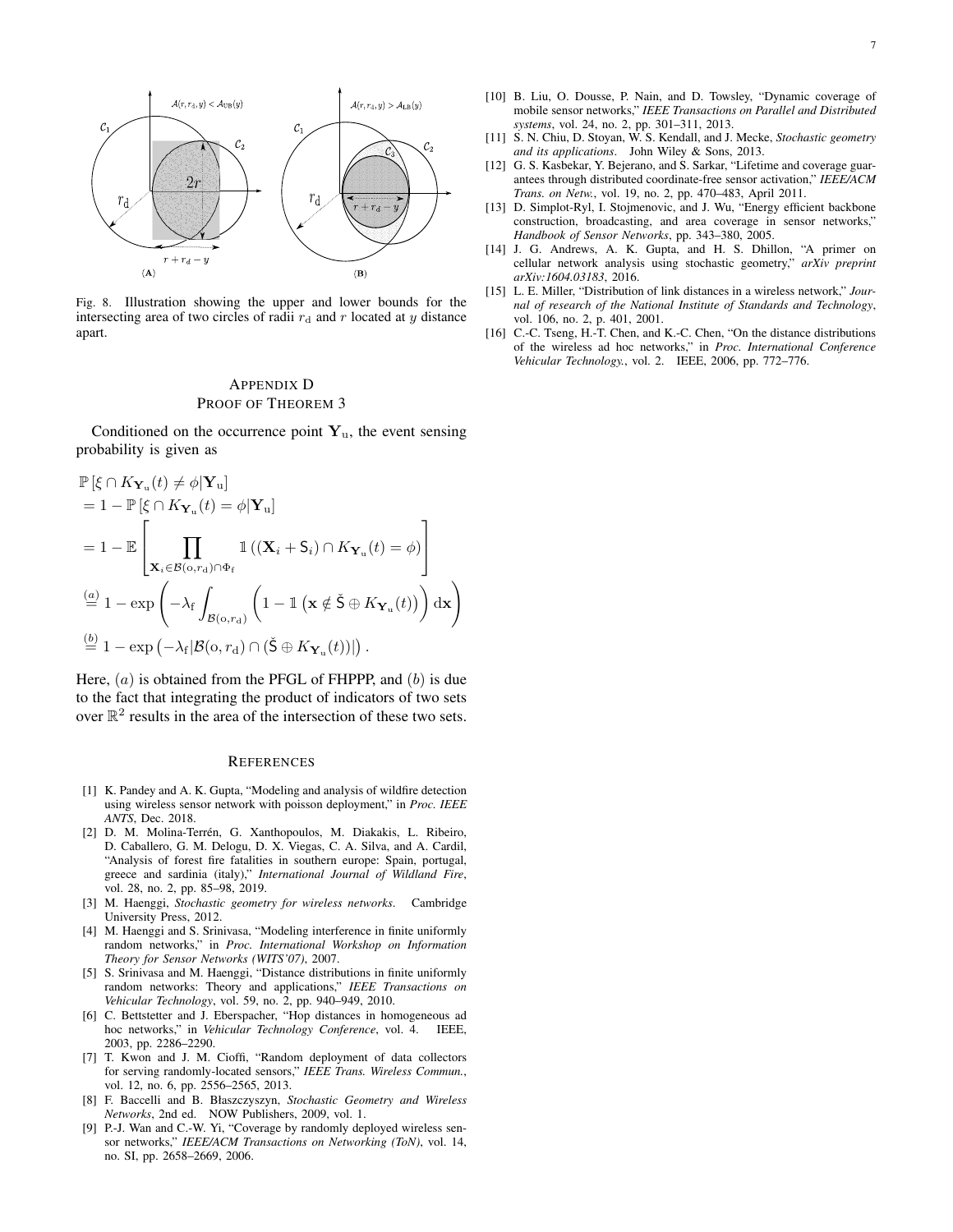$\mathcal{A}(r, r_{\rm d}, y) < \mathcal{A}_{\rm UB}(y)$

$\mathcal{C}_1$

$\mathcal{C}_2$

$2r$

$r_{\rm d}$

$r + r_d - y$

(A)

$\mathcal{A}(r, r_{\rm d}, y) > \mathcal{A}_{\rm LB}(y)$

$\mathcal{C}_1$

$\mathcal{C}_3$

$\mathcal{C}_2$

$r_{\rm d}$

$r + r_d - y$

(B)

Fig. 8. Illustration showing the upper and lower bounds for the intersecting area of two circles of radii $r_{\rm d}$ and $r$ located at $y$ distance apart.

## Appendix D
## Proof of Theorem 3

Conditioned on the occurrence point $\mathbf{Y}_{\rm u}$, the event sensing probability is given as

$$
\begin{aligned}
&\mathbb{P}\left[\xi \cap K_{\mathbf{Y}_{\rm u}}(t) \neq \phi | \mathbf{Y}_{\rm u}\right] \\
&= 1 - \mathbb{P}\left[\xi \cap K_{\mathbf{Y}_{\rm u}}(t) = \phi | \mathbf{Y}_{\rm u}\right] \\
&= 1 - \mathbb{E}\left[\prod_{\mathbf{X}_i \in \mathcal{B}(\mathrm{o}, r_{\rm d}) \cap \Phi_{\rm f}} \mathbb{1}\left((\mathbf{X}_i + \mathsf{S}_i) \cap K_{\mathbf{Y}_{\rm u}}(t) = \phi\right)\right] \\
&\overset{(a)}{=} 1 - \exp\left(-\lambda_{\rm f} \int_{\mathcal{B}(\mathrm{o}, r_{\rm d})} \left(1 - \mathbb{1}\left(\mathbf{x} \notin \check{\mathsf{S}} \oplus K_{\mathbf{Y}_{\rm u}}(t)\right)\right) \mathrm{d}\mathbf{x}\right) \\
&\overset{(b)}{=} 1 - \exp\left(-\lambda_{\rm f} |\mathcal{B}(\mathrm{o}, r_{\rm d}) \cap (\check{\mathsf{S}} \oplus K_{\mathbf{Y}_{\rm u}}(t))|\right).
\end{aligned}
$$

Here, $(a)$ is obtained from the PFGL of FHPPP, and $(b)$ is due to the fact that integrating the product of indicators of two sets over $\mathbb{R}^2$ results in the area of the intersection of these two sets.

## References

[1] K. Pandey and A. K. Gupta, "Modeling and analysis of wildfire detection using wireless sensor network with poisson deployment," in *Proc. IEEE ANTS*, Dec. 2018.

[2] D. M. Molina-Terrén, G. Xanthopoulos, M. Diakakis, L. Ribeiro, D. Caballero, G. M. Delogu, D. X. Viegas, C. A. Silva, and A. Cardil, "Analysis of forest fire fatalities in southern europe: Spain, portugal, greece and sardinia (italy)," *International Journal of Wildland Fire*, vol. 28, no. 2, pp. 85–98, 2019.

[3] M. Haenggi, *Stochastic geometry for wireless networks*. Cambridge University Press, 2012.

[4] M. Haenggi and S. Srinivasa, "Modeling interference in finite uniformly random networks," in *Proc. International Workshop on Information Theory for Sensor Networks (WITS'07)*, 2007.

[5] S. Srinivasa and M. Haenggi, "Distance distributions in finite uniformly random networks: Theory and applications," *IEEE Transactions on Vehicular Technology*, vol. 59, no. 2, pp. 940–949, 2010.

[6] C. Bettstetter and J. Eberspacher, "Hop distances in homogeneous ad hoc networks," in *Vehicular Technology Conference*, vol. 4. IEEE, 2003, pp. 2286–2290.

[7] T. Kwon and J. M. Cioffi, "Random deployment of data collectors for serving randomly-located sensors," *IEEE Trans. Wireless Commun.*, vol. 12, no. 6, pp. 2556–2565, 2013.

[8] F. Baccelli and B. Błaszczyszyn, *Stochastic Geometry and Wireless Networks*, 2nd ed. NOW Publishers, 2009, vol. 1.

[9] P.-J. Wan and C.-W. Yi, "Coverage by randomly deployed wireless sensor networks," *IEEE/ACM Transactions on Networking (ToN)*, vol. 14, no. SI, pp. 2658–2669, 2006.

[10] B. Liu, O. Dousse, P. Nain, and D. Towsley, "Dynamic coverage of mobile sensor networks," *IEEE Transactions on Parallel and Distributed systems*, vol. 24, no. 2, pp. 301–311, 2013.

[11] S. N. Chiu, D. Stoyan, W. S. Kendall, and J. Mecke, *Stochastic geometry and its applications*. John Wiley & Sons, 2013.

[12] G. S. Kasbekar, Y. Bejerano, and S. Sarkar, "Lifetime and coverage guarantees through distributed coordinate-free sensor activation," *IEEE/ACM Trans. on Netw.*, vol. 19, no. 2, pp. 470–483, April 2011.

[13] D. Simplot-Ryl, I. Stojmenovic, and J. Wu, "Energy efficient backbone construction, broadcasting, and area coverage in sensor networks," *Handbook of Sensor Networks*, pp. 343–380, 2005.

[14] J. G. Andrews, A. K. Gupta, and H. S. Dhillon, "A primer on cellular network analysis using stochastic geometry," *arXiv preprint arXiv:1604.03183*, 2016.

[15] L. E. Miller, "Distribution of link distances in a wireless network," *Journal of research of the National Institute of Standards and Technology*, vol. 106, no. 2, p. 401, 2001.

[16] C.-C. Tseng, H.-T. Chen, and K.-C. Chen, "On the distance distributions of the wireless ad hoc networks," in *Proc. International Conference Vehicular Technology.*, vol. 2. IEEE, 2006, pp. 772–776.